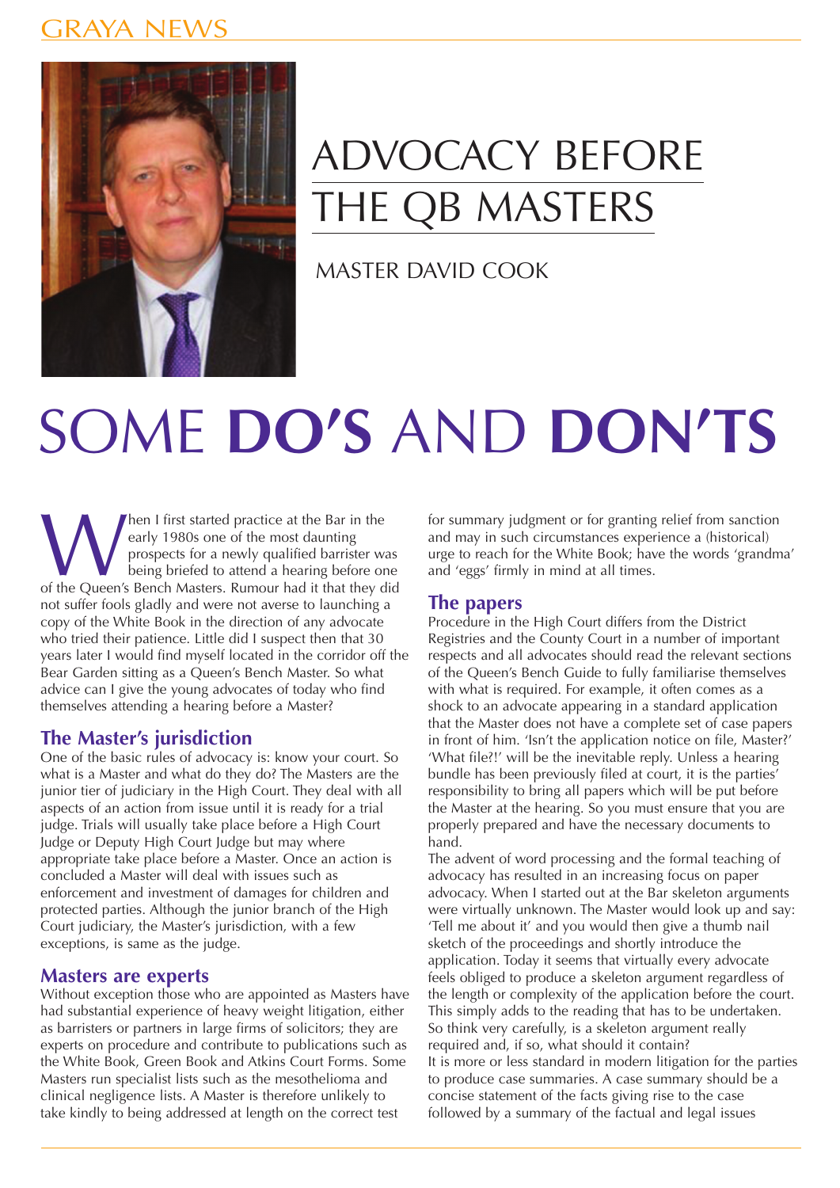# ADVOCACY BEFORE THE QB MASTERS

MASTER DAVID COOK

# SOME **DO'S** AND **DON'TS**

When I first started practice at the Bar in the early 1980s one of the most daunting prospects for a newly qualified barrister was being briefed to attend a hearing before one of the Queen's Bench Masters. Rumour had it that they did not suffer fools gladly and were not averse to launching a copy of the White Book in the direction of any advocate who tried their patience. Little did I suspect then that 30 years later I would find myself located in the corridor off the Bear Garden sitting as a Queen's Bench Master. So what advice can I give the young advocates of today who find themselves attending a hearing before a Master?

## The Master's jurisdiction

One of the basic rules of advocacy is: know your court. So what is a Master and what do they do? The Masters are the junior tier of judiciary in the High Court. They deal with all aspects of an action from issue until it is ready for a trial judge. Trials will usually take place before a High Court Judge or Deputy High Court Judge but may where appropriate take place before a Master. Once an action is concluded a Master will deal with issues such as enforcement and investment of damages for children and protected parties. Although the junior branch of the High Court judiciary, the Master's jurisdiction, with a few exceptions, is same as the judge.

## Masters are experts

Without exception those who are appointed as Masters have had substantial experience of heavy weight litigation, either as barristers or partners in large firms of solicitors; they are experts on procedure and contribute to publications such as the White Book, Green Book and Atkins Court Forms. Some Masters run specialist lists such as the mesothelioma and clinical negligence lists. A Master is therefore unlikely to take kindly to being addressed at length on the correct test for summary judgment or for granting relief from sanction and may in such circumstances experience a (historical) urge to reach for the White Book; have the words 'grandma' and 'eggs' firmly in mind at all times.

## The papers

Procedure in the High Court differs from the District Registries and the County Court in a number of important respects and all advocates should read the relevant sections of the Queen's Bench Guide to fully familiarise themselves with what is required. For example, it often comes as a shock to an advocate appearing in a standard application that the Master does not have a complete set of case papers in front of him. 'Isn't the application notice on file, Master?' 'What file?!' will be the inevitable reply. Unless a hearing bundle has been previously filed at court, it is the parties' responsibility to bring all papers which will be put before the Master at the hearing. So you must ensure that you are properly prepared and have the necessary documents to hand.

The advent of word processing and the formal teaching of advocacy has resulted in an increasing focus on paper advocacy. When I started out at the Bar skeleton arguments were virtually unknown. The Master would look up and say: 'Tell me about it' and you would then give a thumb nail sketch of the proceedings and shortly introduce the application. Today it seems that virtually every advocate feels obliged to produce a skeleton argument regardless of the length or complexity of the application before the court. This simply adds to the reading that has to be undertaken. So think very carefully, is a skeleton argument really required and, if so, what should it contain?

It is more or less standard in modern litigation for the parties to produce case summaries. A case summary should be a concise statement of the facts giving rise to the case followed by a summary of the factual and legal issues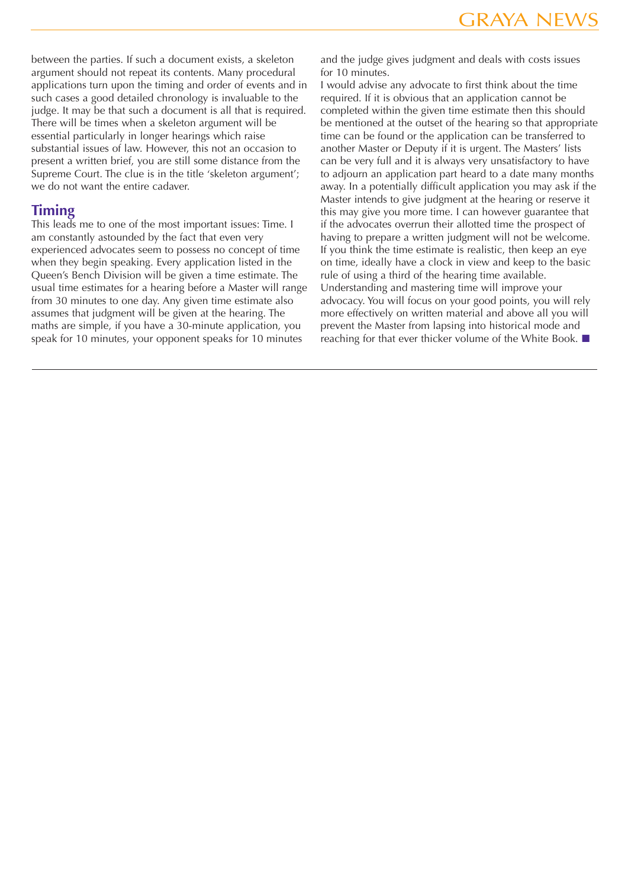between the parties. If such a document exists, a skeleton argument should not repeat its contents. Many procedural applications turn upon the timing and order of events and in such cases a good detailed chronology is invaluable to the judge. It may be that such a document is all that is required. There will be times when a skeleton argument will be essential particularly in longer hearings which raise substantial issues of law. However, this not an occasion to present a written brief, you are still some distance from the Supreme Court. The clue is in the title 'skeleton argument'; we do not want the entire cadaver.

## Timing

This leads me to one of the most important issues: Time. I am constantly astounded by the fact that even very experienced advocates seem to possess no concept of time when they begin speaking. Every application listed in the Queen's Bench Division will be given a time estimate. The usual time estimates for a hearing before a Master will range from 30 minutes to one day. Any given time estimate also assumes that judgment will be given at the hearing. The maths are simple, if you have a 30-minute application, you speak for 10 minutes, your opponent speaks for 10 minutes and the judge gives judgment and deals with costs issues for 10 minutes.

I would advise any advocate to first think about the time required. If it is obvious that an application cannot be completed within the given time estimate then this should be mentioned at the outset of the hearing so that appropriate time can be found or the application can be transferred to another Master or Deputy if it is urgent. The Masters' lists can be very full and it is always very unsatisfactory to have to adjourn an application part heard to a date many months away. In a potentially difficult application you may ask if the Master intends to give judgment at the hearing or reserve it this may give you more time. I can however guarantee that if the advocates overrun their allotted time the prospect of having to prepare a written judgment will not be welcome. If you think the time estimate is realistic, then keep an eye on time, ideally have a clock in view and keep to the basic rule of using a third of the hearing time available. Understanding and mastering time will improve your advocacy. You will focus on your good points, you will rely more effectively on written material and above all you will prevent the Master from lapsing into historical mode and reaching for that ever thicker volume of the White Book. ■